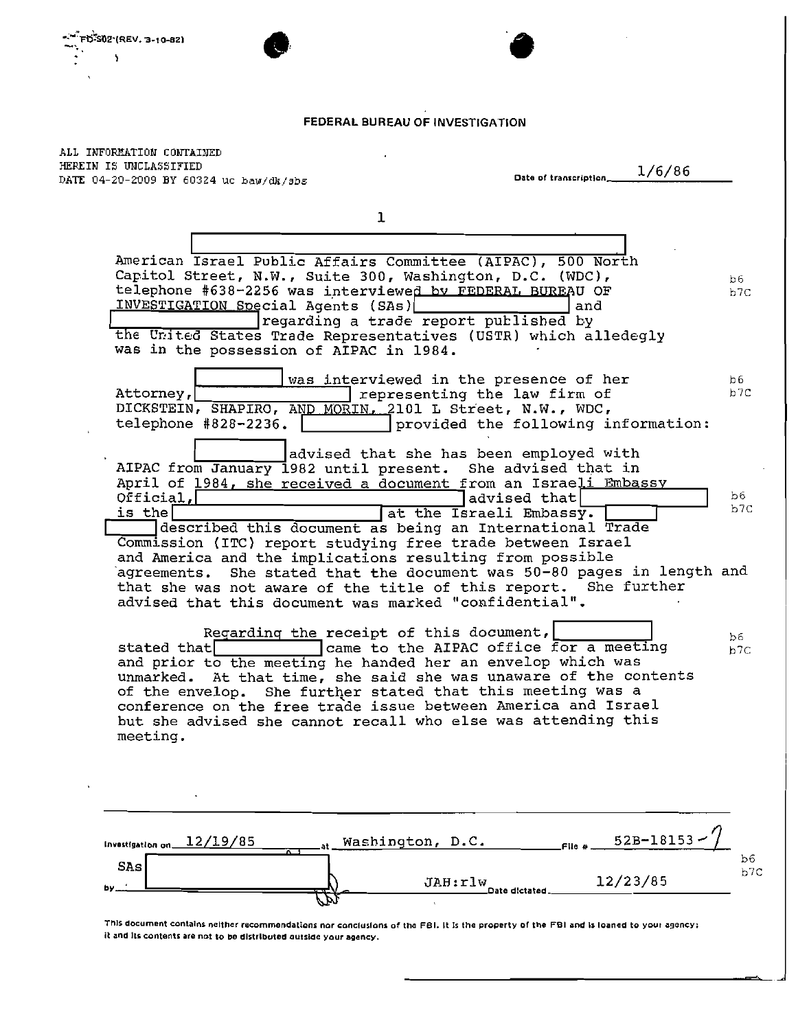FD-302 (REV. 3-10-82)

# FEDERAL BUREAU OF INVESTIGATION

ALL INFORMATION CONTAINED
HEREIN IS UNCLASSIFIED
DATE 04-20-2009 BY 60324 uc baw/dk/sbs

Date of transcription 1/6/86

1

[redacted]
American Israel Public Affairs Committee (AIPAC), 500 North Capitol Street, N.W., Suite 300, Washington, D.C. (WDC), telephone #638-2256 was interviewed by FEDERAL BUREAU OF INVESTIGATION Special Agents (SAs) [redacted] and [redacted] regarding a trade report published by the United States Trade Representatives (USTR) which alledegly was in the possession of AIPAC in 1984. b6 b7C

[redacted] was interviewed in the presence of her Attorney, [redacted] representing the law firm of DICKSTEIN, SHAPIRO, AND MORIN, 2101 L Street, N.W., WDC, telephone #828-2236. [redacted] provided the following information: b6 b7C

[redacted] advised that she has been employed with AIPAC from January 1982 until present. She advised that in April of 1984, she received a document from an Israeli Embassy Official, [redacted] advised that [redacted] is the [redacted] at the Israeli Embassy. [redacted] described this document as being an International Trade Commission (ITC) report studying free trade between Israel and America and the implications resulting from possible agreements. She stated that the document was 50-80 pages in length and that she was not aware of the title of this report. She further advised that this document was marked "confidential". b6 b7C

Regarding the receipt of this document, [redacted] stated that [redacted] came to the AIPAC office for a meeting and prior to the meeting he handed her an envelop which was unmarked. At that time, she said she was unaware of the contents of the envelop. She further stated that this meeting was a conference on the free trade issue between America and Israel but she advised she cannot recall who else was attending this meeting. b6 b7C

Investigation on 12/19/85 at Washington, D.C. File # 52B-18153-7

by SAs [redacted] JAH:rlw Date dictated 12/23/85 b6 b7C

This document contains neither recommendations nor conclusions of the FBI. It is the property of the FBI and is loaned to your agency; it and its contents are not to be distributed outside your agency.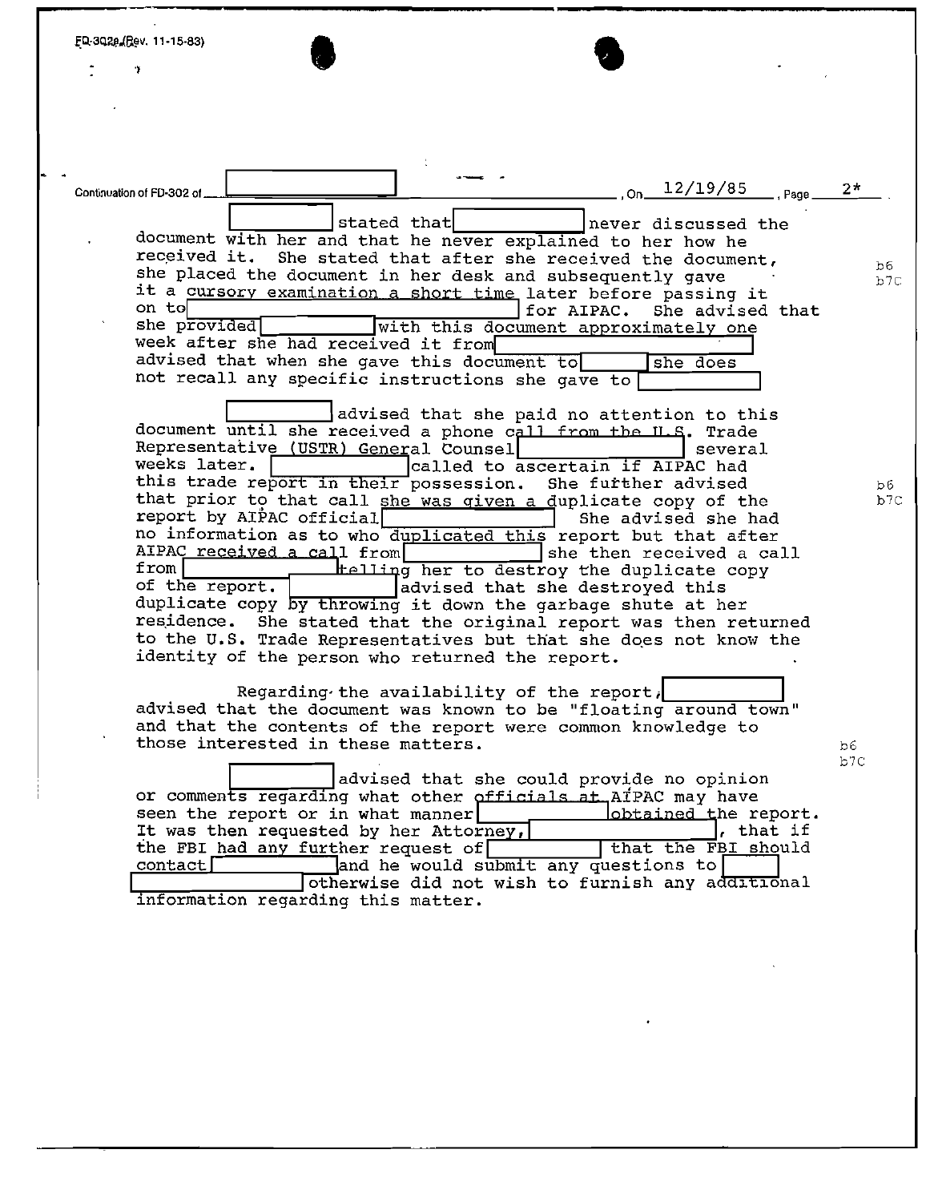FD-302a (Rev. 11-15-83)

Continuation of FD-302 of [redacted] , On 12/19/85 , Page 2*

[redacted] stated that [redacted] never discussed the document with her and that he never explained to her how he received it. She stated that after she received the document, she placed the document in her desk and subsequently gave it a cursory examination a short time later before passing it on to [redacted] for AIPAC. She advised that she provided [redacted] with this document approximately one week after she had received it from [redacted] [redacted] advised that when she gave this document to [redacted] she does not recall any specific instructions she gave to [redacted]

b6
b7C

[redacted] advised that she paid no attention to this document until she received a phone call from the U.S. Trade Representative (USTR) General Counsel [redacted] several weeks later. [redacted] called to ascertain if AIPAC had this trade report in their possession. She further advised that prior to that call she was given a duplicate copy of the report by AIPAC official [redacted] She advised she had no information as to who duplicated this report but that after AIPAC received a call from [redacted] she then received a call from [redacted] telling her to destroy the duplicate copy of the report. [redacted] advised that she destroyed this duplicate copy by throwing it down the garbage shute at her residence. She stated that the original report was then returned to the U.S. Trade Representatives but that she does not know the identity of the person who returned the report.

b6
b7C

Regarding the availability of the report, [redacted] advised that the document was known to be "floating around town" and that the contents of the report were common knowledge to those interested in these matters.

b6
b7C

[redacted] advised that she could provide no opinion or comments regarding what other officials at AIPAC may have seen the report or in what manner [redacted] obtained the report. It was then requested by her Attorney, [redacted], that if the FBI had any further request of [redacted] that the FBI should contact [redacted] and he would submit any questions to [redacted] [redacted] otherwise did not wish to furnish any additional information regarding this matter.